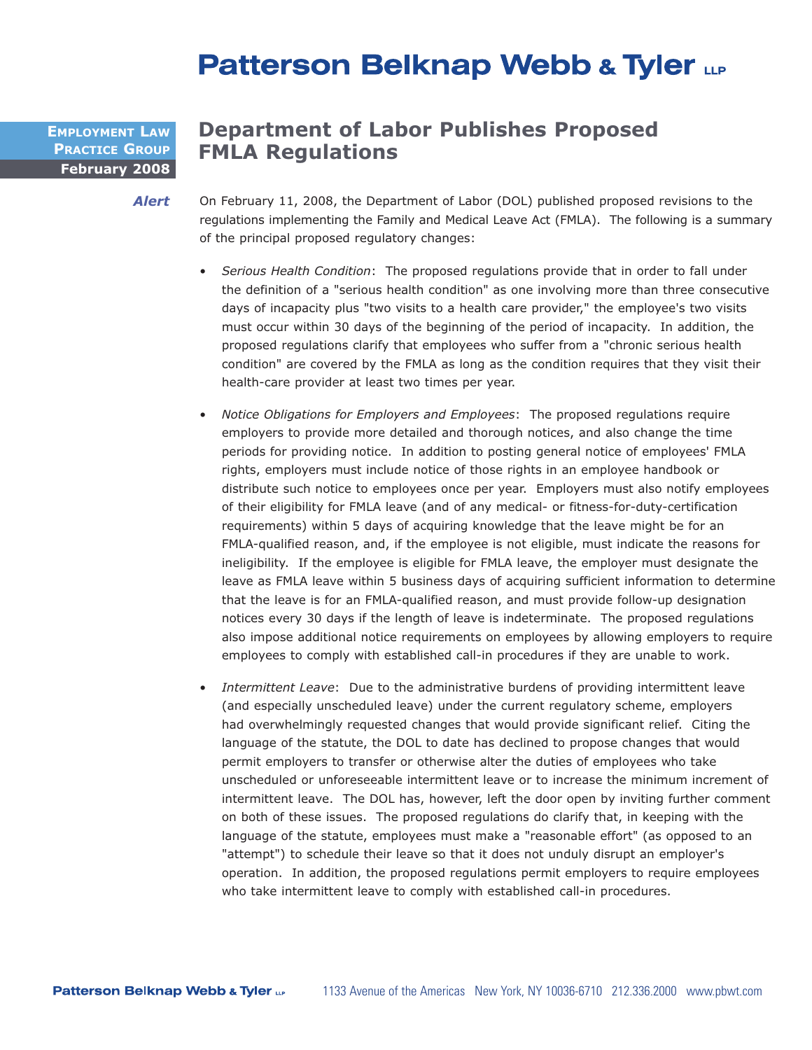# Patterson Belknap Webb & Tyler LLP

**Employment Law Practice Group**
**February 2008**

## Department of Labor Publishes Proposed FMLA Regulations

***Alert***

On February 11, 2008, the Department of Labor (DOL) published proposed revisions to the regulations implementing the Family and Medical Leave Act (FMLA). The following is a summary of the principal proposed regulatory changes:

- *Serious Health Condition*: The proposed regulations provide that in order to fall under the definition of a "serious health condition" as one involving more than three consecutive days of incapacity plus "two visits to a health care provider," the employee's two visits must occur within 30 days of the beginning of the period of incapacity. In addition, the proposed regulations clarify that employees who suffer from a "chronic serious health condition" are covered by the FMLA as long as the condition requires that they visit their health-care provider at least two times per year.

- *Notice Obligations for Employers and Employees*: The proposed regulations require employers to provide more detailed and thorough notices, and also change the time periods for providing notice. In addition to posting general notice of employees' FMLA rights, employers must include notice of those rights in an employee handbook or distribute such notice to employees once per year. Employers must also notify employees of their eligibility for FMLA leave (and of any medical- or fitness-for-duty-certification requirements) within 5 days of acquiring knowledge that the leave might be for an FMLA-qualified reason, and, if the employee is not eligible, must indicate the reasons for ineligibility. If the employee is eligible for FMLA leave, the employer must designate the leave as FMLA leave within 5 business days of acquiring sufficient information to determine that the leave is for an FMLA-qualified reason, and must provide follow-up designation notices every 30 days if the length of leave is indeterminate. The proposed regulations also impose additional notice requirements on employees by allowing employers to require employees to comply with established call-in procedures if they are unable to work.

- *Intermittent Leave*: Due to the administrative burdens of providing intermittent leave (and especially unscheduled leave) under the current regulatory scheme, employers had overwhelmingly requested changes that would provide significant relief. Citing the language of the statute, the DOL to date has declined to propose changes that would permit employers to transfer or otherwise alter the duties of employees who take unscheduled or unforeseeable intermittent leave or to increase the minimum increment of intermittent leave. The DOL has, however, left the door open by inviting further comment on both of these issues. The proposed regulations do clarify that, in keeping with the language of the statute, employees must make a "reasonable effort" (as opposed to an "attempt") to schedule their leave so that it does not unduly disrupt an employer's operation. In addition, the proposed regulations permit employers to require employees who take intermittent leave to comply with established call-in procedures.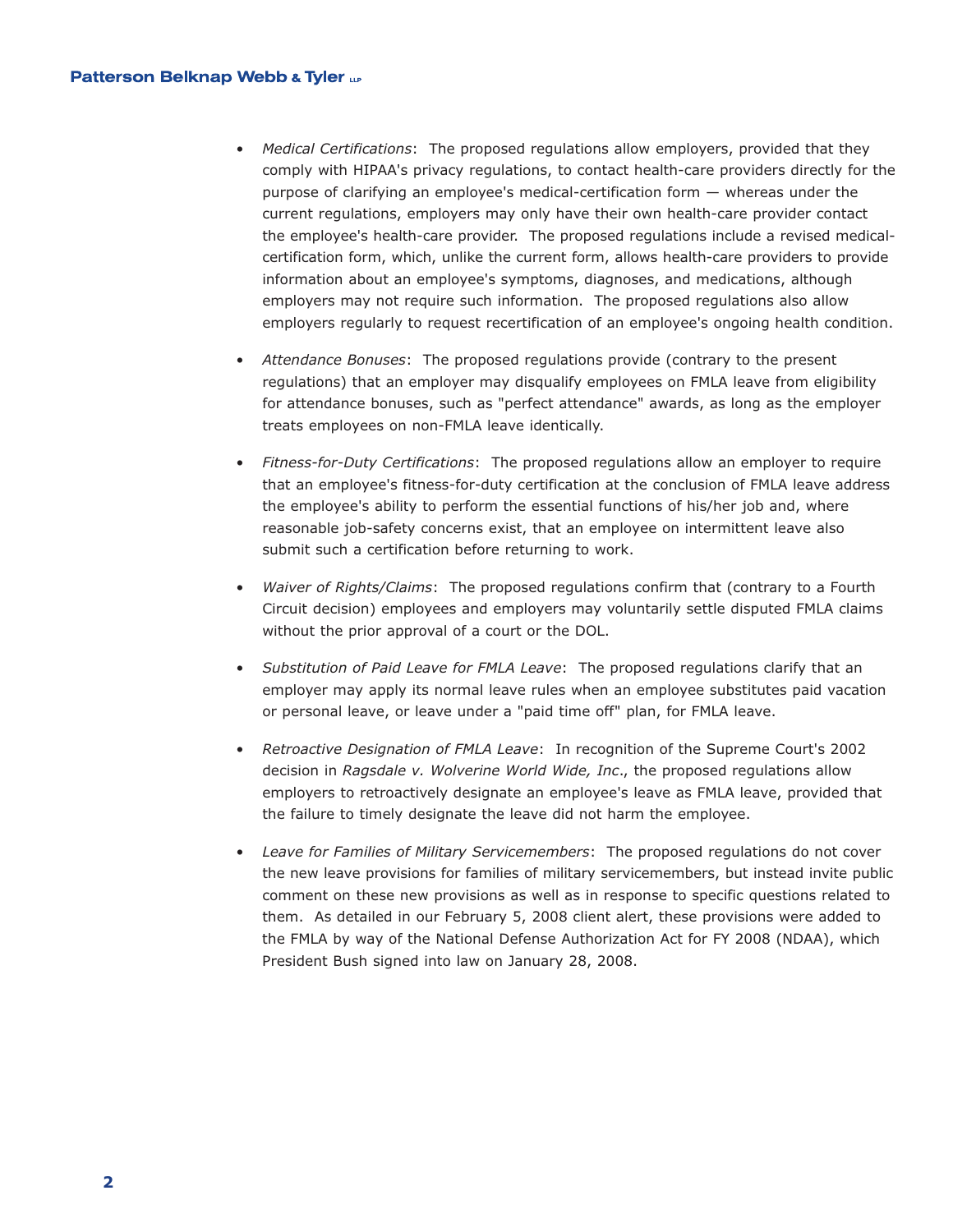- *Medical Certifications*: The proposed regulations allow employers, provided that they comply with HIPAA's privacy regulations, to contact health-care providers directly for the purpose of clarifying an employee's medical-certification form — whereas under the current regulations, employers may only have their own health-care provider contact the employee's health-care provider. The proposed regulations include a revised medical-certification form, which, unlike the current form, allows health-care providers to provide information about an employee's symptoms, diagnoses, and medications, although employers may not require such information. The proposed regulations also allow employers regularly to request recertification of an employee's ongoing health condition.

- *Attendance Bonuses*: The proposed regulations provide (contrary to the present regulations) that an employer may disqualify employees on FMLA leave from eligibility for attendance bonuses, such as "perfect attendance" awards, as long as the employer treats employees on non-FMLA leave identically.

- *Fitness-for-Duty Certifications*: The proposed regulations allow an employer to require that an employee's fitness-for-duty certification at the conclusion of FMLA leave address the employee's ability to perform the essential functions of his/her job and, where reasonable job-safety concerns exist, that an employee on intermittent leave also submit such a certification before returning to work.

- *Waiver of Rights/Claims*: The proposed regulations confirm that (contrary to a Fourth Circuit decision) employees and employers may voluntarily settle disputed FMLA claims without the prior approval of a court or the DOL.

- *Substitution of Paid Leave for FMLA Leave*: The proposed regulations clarify that an employer may apply its normal leave rules when an employee substitutes paid vacation or personal leave, or leave under a "paid time off" plan, for FMLA leave.

- *Retroactive Designation of FMLA Leave*: In recognition of the Supreme Court's 2002 decision in *Ragsdale v. Wolverine World Wide, Inc*., the proposed regulations allow employers to retroactively designate an employee's leave as FMLA leave, provided that the failure to timely designate the leave did not harm the employee.

- *Leave for Families of Military Servicemembers*: The proposed regulations do not cover the new leave provisions for families of military servicemembers, but instead invite public comment on these new provisions as well as in response to specific questions related to them. As detailed in our February 5, 2008 client alert, these provisions were added to the FMLA by way of the National Defense Authorization Act for FY 2008 (NDAA), which President Bush signed into law on January 28, 2008.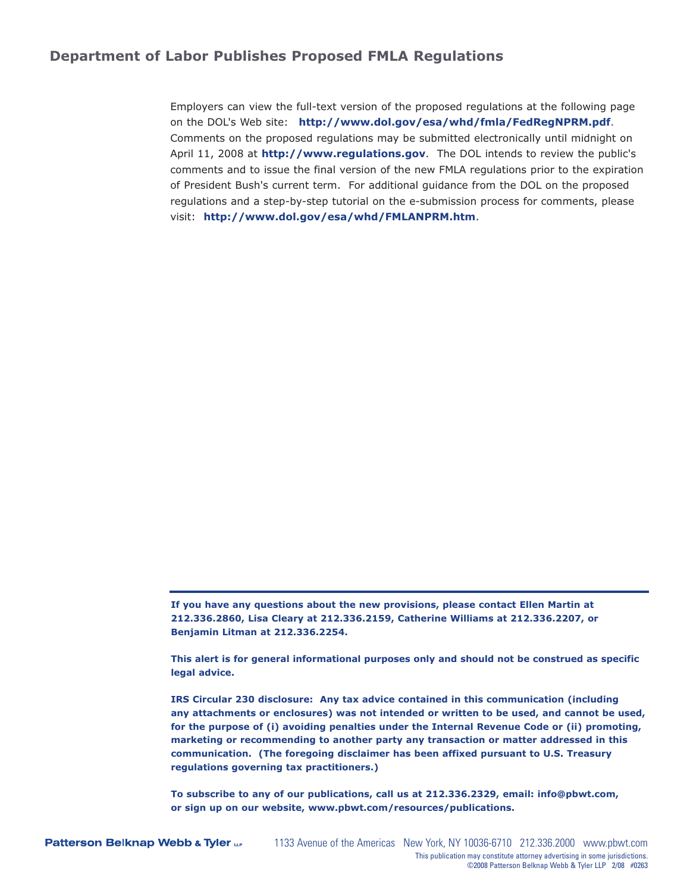## Department of Labor Publishes Proposed FMLA Regulations

Employers can view the full-text version of the proposed regulations at the following page on the DOL's Web site: **http://www.dol.gov/esa/whd/fmla/FedRegNPRM.pdf**. Comments on the proposed regulations may be submitted electronically until midnight on April 11, 2008 at **http://www.regulations.gov**. The DOL intends to review the public's comments and to issue the final version of the new FMLA regulations prior to the expiration of President Bush's current term. For additional guidance from the DOL on the proposed regulations and a step-by-step tutorial on the e-submission process for comments, please visit: **http://www.dol.gov/esa/whd/FMLANPRM.htm**.

---

**If you have any questions about the new provisions, please contact Ellen Martin at 212.336.2860, Lisa Cleary at 212.336.2159, Catherine Williams at 212.336.2207, or Benjamin Litman at 212.336.2254.**

**This alert is for general informational purposes only and should not be construed as specific legal advice.**

**IRS Circular 230 disclosure: Any tax advice contained in this communication (including any attachments or enclosures) was not intended or written to be used, and cannot be used, for the purpose of (i) avoiding penalties under the Internal Revenue Code or (ii) promoting, marketing or recommending to another party any transaction or matter addressed in this communication. (The foregoing disclaimer has been affixed pursuant to U.S. Treasury regulations governing tax practitioners.)**

**To subscribe to any of our publications, call us at 212.336.2329, email: info@pbwt.com, or sign up on our website, www.pbwt.com/resources/publications.**

**Patterson Belknap Webb & Tyler LLP** 1133 Avenue of the Americas New York, NY 10036-6710 212.336.2000 www.pbwt.com

This publication may constitute attorney advertising in some jurisdictions.
©2008 Patterson Belknap Webb & Tyler LLP 2/08 #0263